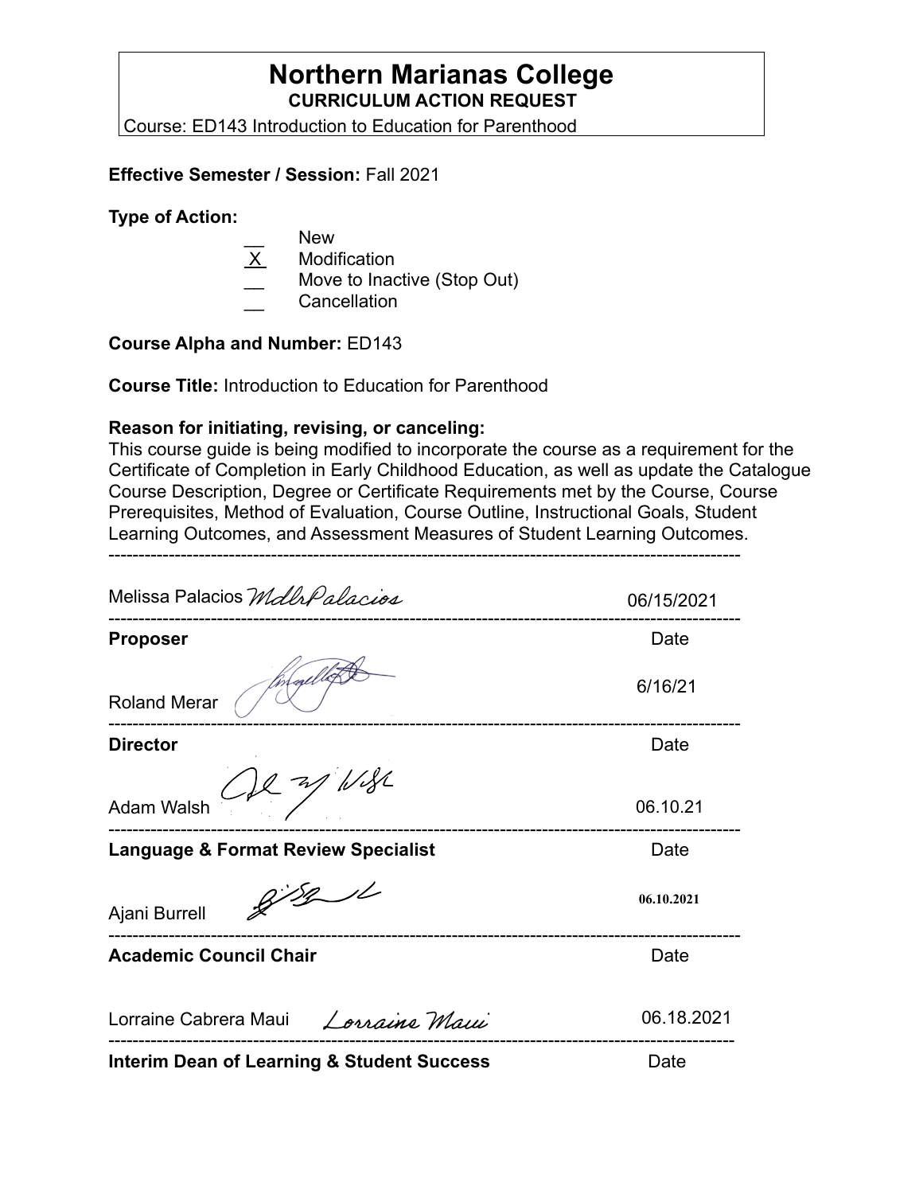# Northern Marianas College

**CURRICULUM ACTION REQUEST**

Course: ED143 Introduction to Education for Parenthood

**Effective Semester / Session:** Fall 2021

**Type of Action:**

- __ New
- X Modification
- __ Move to Inactive (Stop Out)
- __ Cancellation

**Course Alpha and Number:** ED143

**Course Title:** Introduction to Education for Parenthood

**Reason for initiating, revising, or canceling:**

This course guide is being modified to incorporate the course as a requirement for the Certificate of Completion in Early Childhood Education, as well as update the Catalogue Course Description, Degree or Certificate Requirements met by the Course, Course Prerequisites, Method of Evaluation, Course Outline, Instructional Goals, Student Learning Outcomes, and Assessment Measures of Student Learning Outcomes.

---

Melissa Palacios *MdlrPalacios* 06/15/2021

---

**Proposer** Date

Roland Merar 6/16/21

---

**Director** Date

Adam Walsh 06.10.21

---

**Language & Format Review Specialist** Date

Ajani Burrell **06.10.2021**

---

**Academic Council Chair** Date

Lorraine Cabrera Maui *Lorraine Maui* 06.18.2021

---

**Interim Dean of Learning & Student Success** Date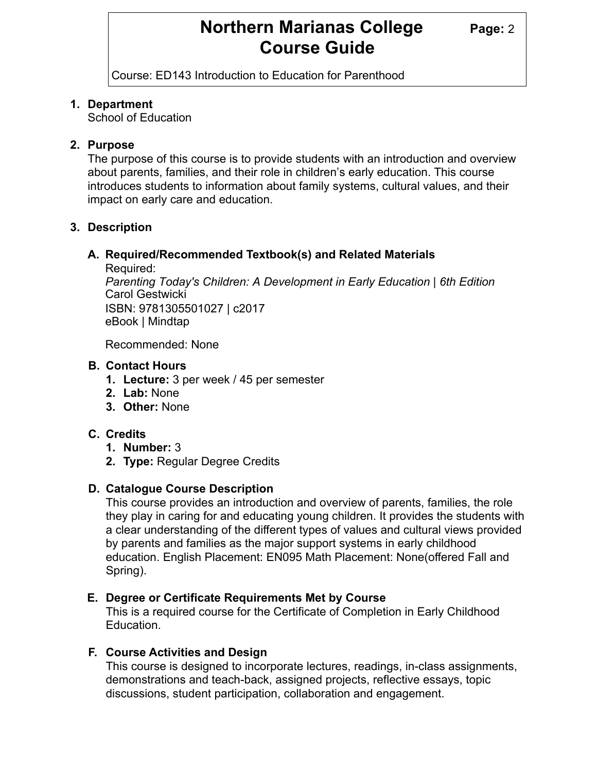1. **Department**
   School of Education

2. **Purpose**
   The purpose of this course is to provide students with an introduction and overview about parents, families, and their role in children's early education. This course introduces students to information about family systems, cultural values, and their impact on early care and education.

3. **Description**

   A. **Required/Recommended Textbook(s) and Related Materials**
      Required:
      *Parenting Today's Children: A Development in Early Education | 6th Edition*
      Carol Gestwicki
      ISBN: 9781305501027 | c2017
      eBook | Mindtap

      Recommended: None

   B. **Contact Hours**
      1. **Lecture:** 3 per week / 45 per semester
      2. **Lab:** None
      3. **Other:** None

   C. **Credits**
      1. **Number:** 3
      2. **Type:** Regular Degree Credits

   D. **Catalogue Course Description**
      This course provides an introduction and overview of parents, families, the role they play in caring for and educating young children. It provides the students with a clear understanding of the different types of values and cultural views provided by parents and families as the major support systems in early childhood education. English Placement: EN095 Math Placement: None(offered Fall and Spring).

   E. **Degree or Certificate Requirements Met by Course**
      This is a required course for the Certificate of Completion in Early Childhood Education.

   F. **Course Activities and Design**
      This course is designed to incorporate lectures, readings, in-class assignments, demonstrations and teach-back, assigned projects, reflective essays, topic discussions, student participation, collaboration and engagement.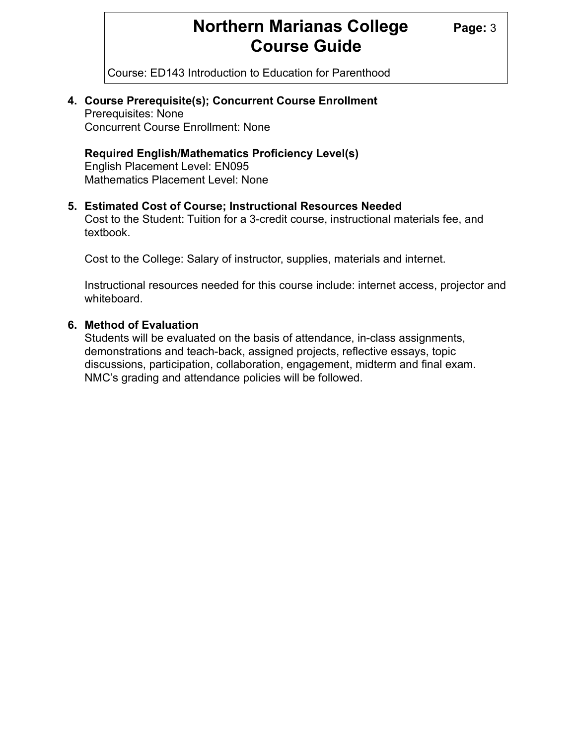## 4. Course Prerequisite(s); Concurrent Course Enrollment

Prerequisites: None
Concurrent Course Enrollment: None

**Required English/Mathematics Proficiency Level(s)**
English Placement Level: EN095
Mathematics Placement Level: None

## 5. Estimated Cost of Course; Instructional Resources Needed

Cost to the Student: Tuition for a 3-credit course, instructional materials fee, and textbook.

Cost to the College: Salary of instructor, supplies, materials and internet.

Instructional resources needed for this course include: internet access, projector and whiteboard.

## 6. Method of Evaluation

Students will be evaluated on the basis of attendance, in-class assignments, demonstrations and teach-back, assigned projects, reflective essays, topic discussions, participation, collaboration, engagement, midterm and final exam. NMC's grading and attendance policies will be followed.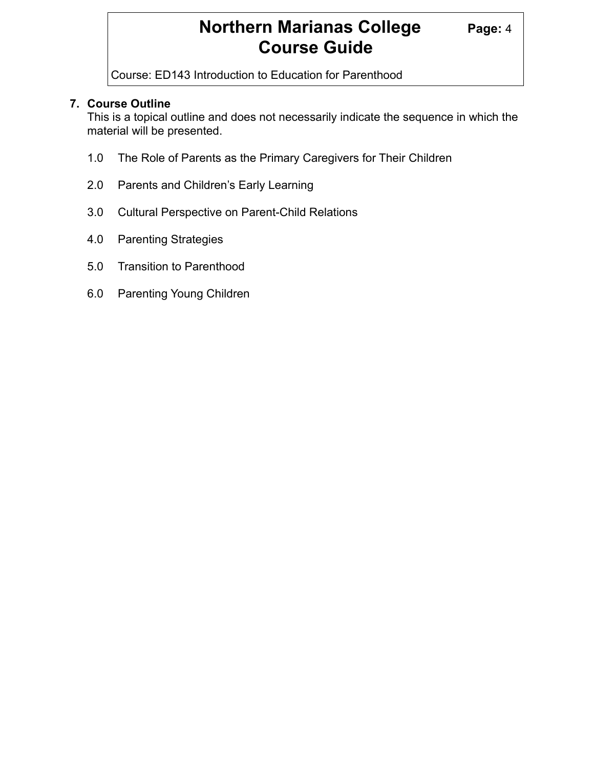## 7. Course Outline

This is a topical outline and does not necessarily indicate the sequence in which the material will be presented.

1.0 The Role of Parents as the Primary Caregivers for Their Children

2.0 Parents and Children's Early Learning

3.0 Cultural Perspective on Parent-Child Relations

4.0 Parenting Strategies

5.0 Transition to Parenthood

6.0 Parenting Young Children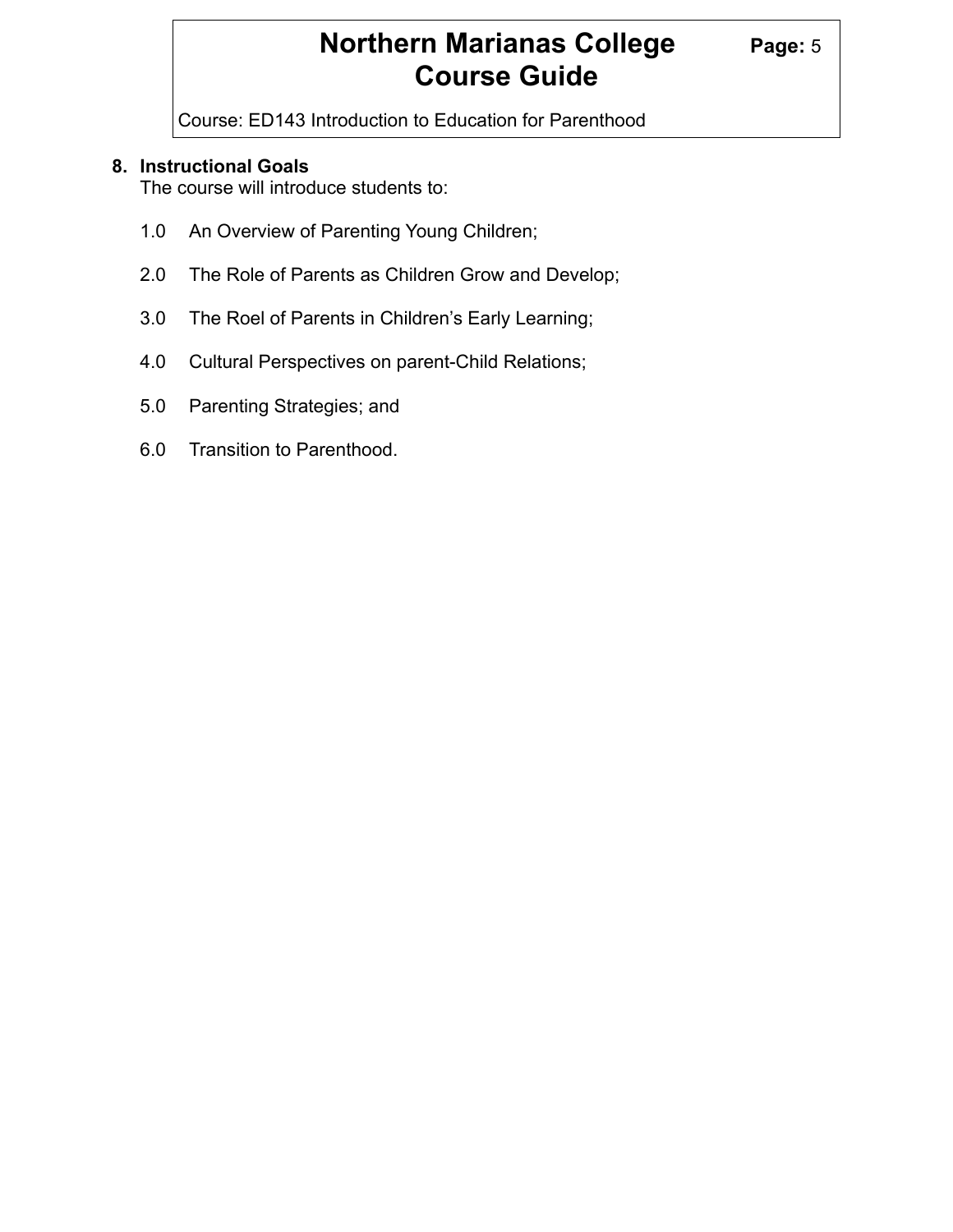## 8. Instructional Goals

The course will introduce students to:

1.0 An Overview of Parenting Young Children;

2.0 The Role of Parents as Children Grow and Develop;

3.0 The Roel of Parents in Children's Early Learning;

4.0 Cultural Perspectives on parent-Child Relations;

5.0 Parenting Strategies; and

6.0 Transition to Parenthood.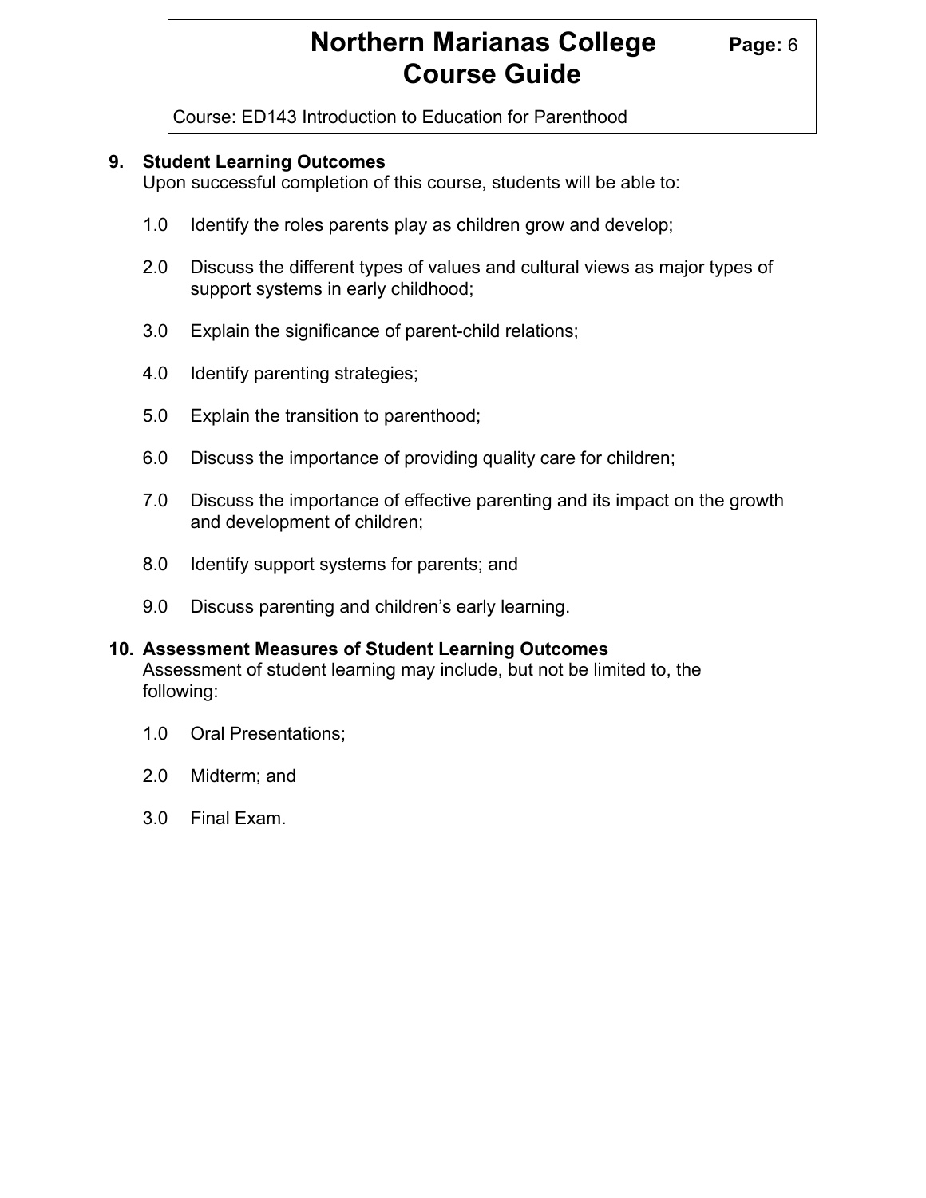## 9. Student Learning Outcomes

Upon successful completion of this course, students will be able to:

1.0 Identify the roles parents play as children grow and develop;

2.0 Discuss the different types of values and cultural views as major types of support systems in early childhood;

3.0 Explain the significance of parent-child relations;

4.0 Identify parenting strategies;

5.0 Explain the transition to parenthood;

6.0 Discuss the importance of providing quality care for children;

7.0 Discuss the importance of effective parenting and its impact on the growth and development of children;

8.0 Identify support systems for parents; and

9.0 Discuss parenting and children's early learning.

## 10. Assessment Measures of Student Learning Outcomes

Assessment of student learning may include, but not be limited to, the following:

1.0 Oral Presentations;

2.0 Midterm; and

3.0 Final Exam.